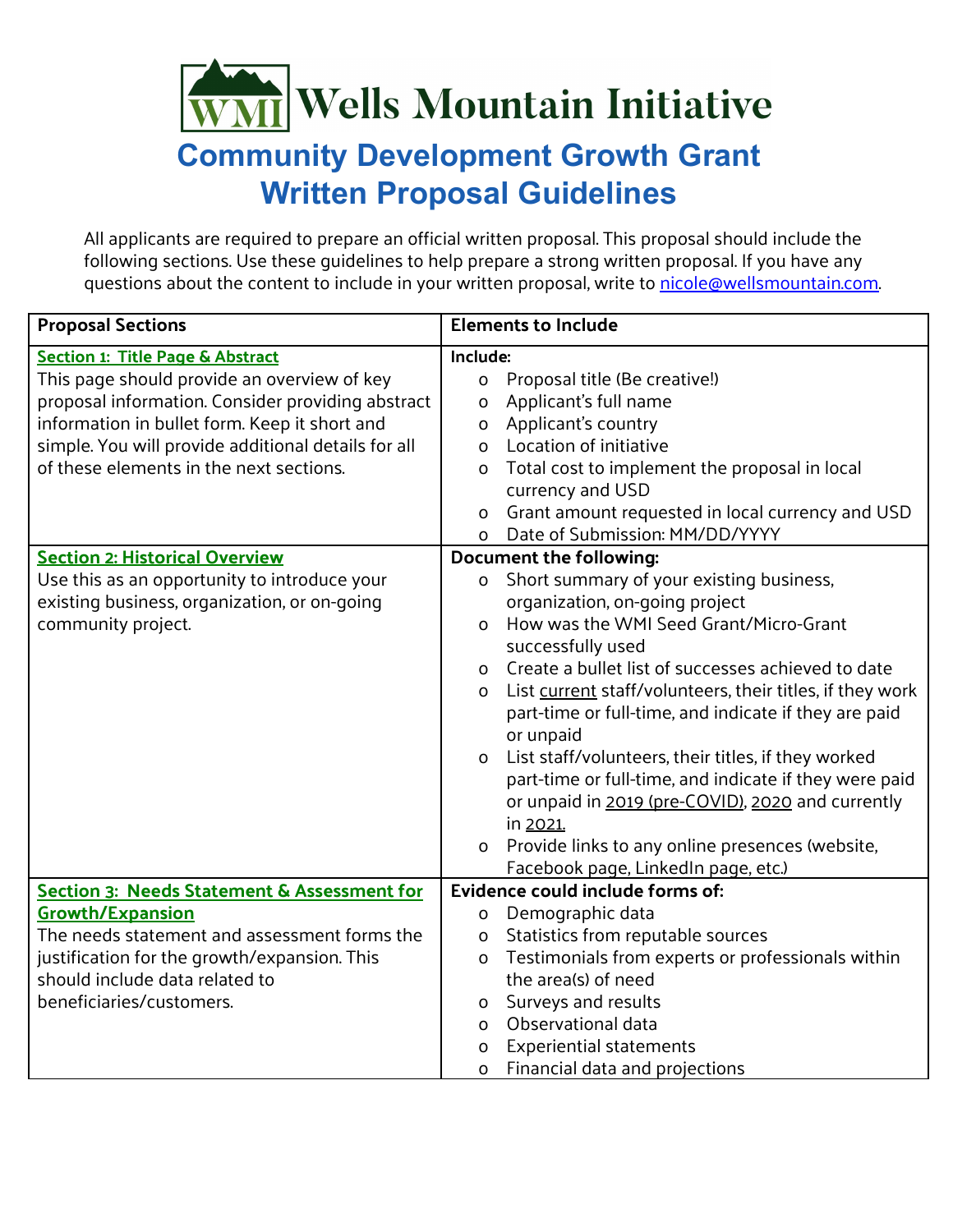# Wells Mountain Initiative

## Community Development Growth Grant Written Proposal Guidelines

All applicants are required to prepare an official written proposal. This proposal should include the following sections. Use these guidelines to help prepare a strong written proposal. If you have any questions about the content to include in your written proposal, write to nicole@wellsmountain.com.

| Proposal Sections | Elements to Include |
|---|---|
| **Section 1: Title Page & Abstract**<br>This page should provide an overview of key proposal information. Consider providing abstract information in bullet form. Keep it short and simple. You will provide additional details for all of these elements in the next sections. | **Include:**<br>o Proposal title (Be creative!)<br>o Applicant's full name<br>o Applicant's country<br>o Location of initiative<br>o Total cost to implement the proposal in local currency and USD<br>o Grant amount requested in local currency and USD<br>o Date of Submission: MM/DD/YYYY |
| **Section 2: Historical Overview**<br>Use this as an opportunity to introduce your existing business, organization, or on-going community project. | **Document the following:**<br>o Short summary of your existing business, organization, on-going project<br>o How was the WMI Seed Grant/Micro-Grant successfully used<br>o Create a bullet list of successes achieved to date<br>o List current staff/volunteers, their titles, if they work part-time or full-time, and indicate if they are paid or unpaid<br>o List staff/volunteers, their titles, if they worked part-time or full-time, and indicate if they were paid or unpaid in 2019 (pre-COVID), 2020 and currently in 2021.<br>o Provide links to any online presences (website, Facebook page, LinkedIn page, etc.) |
| **Section 3: Needs Statement & Assessment for Growth/Expansion**<br>The needs statement and assessment forms the justification for the growth/expansion. This should include data related to beneficiaries/customers. | **Evidence could include forms of:**<br>o Demographic data<br>o Statistics from reputable sources<br>o Testimonials from experts or professionals within the area(s) of need<br>o Surveys and results<br>o Observational data<br>o Experiential statements<br>o Financial data and projections |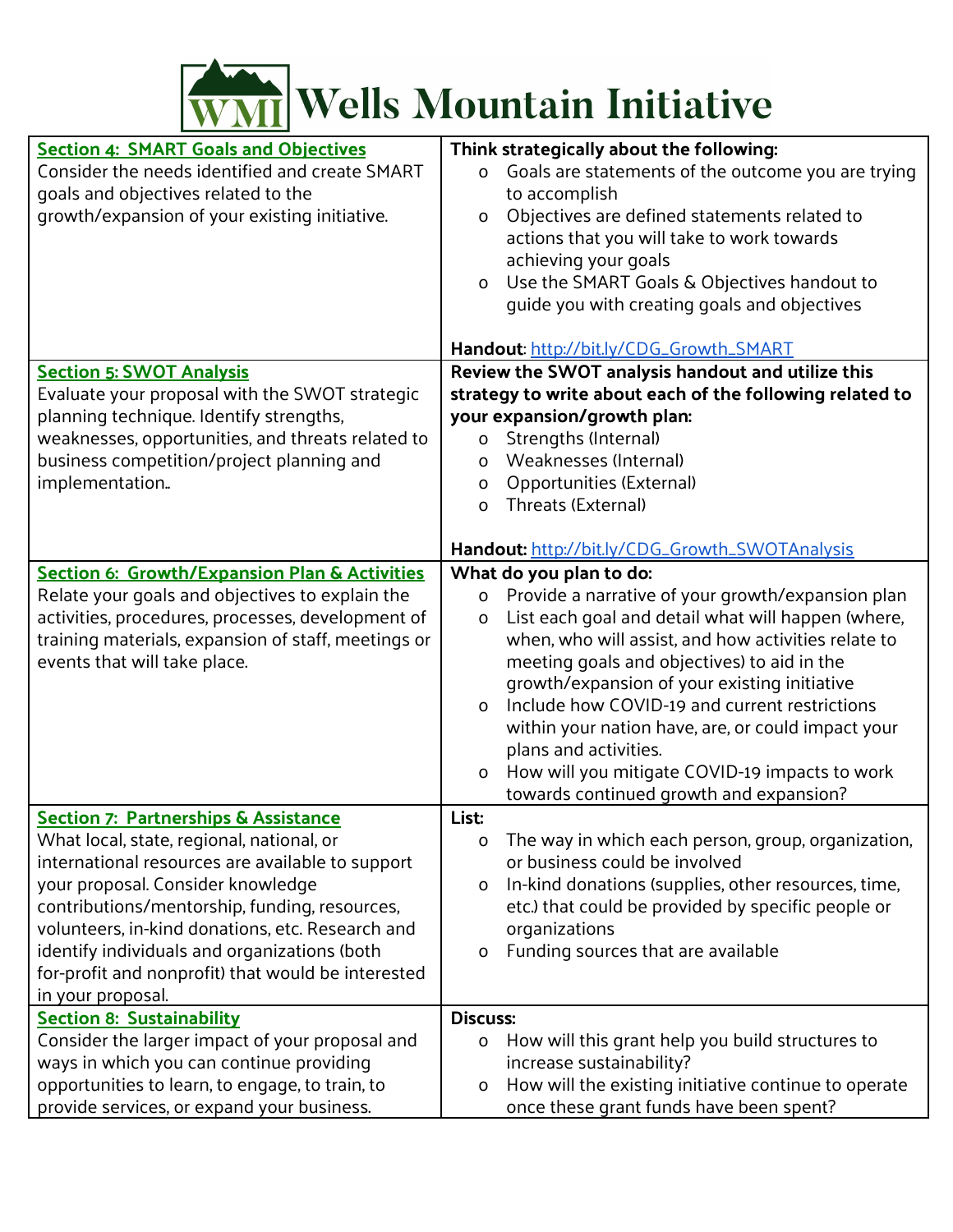# Wells Mountain Initiative

| | |
|---|---|
| **Section 4: SMART Goals and Objectives**<br>Consider the needs identified and create SMART goals and objectives related to the growth/expansion of your existing initiative. | **Think strategically about the following:**<br>o Goals are statements of the outcome you are trying to accomplish<br>o Objectives are defined statements related to actions that you will take to work towards achieving your goals<br>o Use the SMART Goals & Objectives handout to guide you with creating goals and objectives<br><br>**Handout**: http://bit.ly/CDG_Growth_SMART |
| **Section 5: SWOT Analysis**<br>Evaluate your proposal with the SWOT strategic planning technique. Identify strengths, weaknesses, opportunities, and threats related to business competition/project planning and implementation.. | **Review the SWOT analysis handout and utilize this strategy to write about each of the following related to your expansion/growth plan:**<br>o Strengths (Internal)<br>o Weaknesses (Internal)<br>o Opportunities (External)<br>o Threats (External)<br><br>**Handout:** http://bit.ly/CDG_Growth_SWOTAnalysis |
| **Section 6: Growth/Expansion Plan & Activities**<br>Relate your goals and objectives to explain the activities, procedures, processes, development of training materials, expansion of staff, meetings or events that will take place. | **What do you plan to do:**<br>o Provide a narrative of your growth/expansion plan<br>o List each goal and detail what will happen (where, when, who will assist, and how activities relate to meeting goals and objectives) to aid in the growth/expansion of your existing initiative<br>o Include how COVID-19 and current restrictions within your nation have, are, or could impact your plans and activities.<br>o How will you mitigate COVID-19 impacts to work towards continued growth and expansion? |
| **Section 7: Partnerships & Assistance**<br>What local, state, regional, national, or international resources are available to support your proposal. Consider knowledge contributions/mentorship, funding, resources, volunteers, in-kind donations, etc. Research and identify individuals and organizations (both for-profit and nonprofit) that would be interested in your proposal. | **List:**<br>o The way in which each person, group, organization, or business could be involved<br>o In-kind donations (supplies, other resources, time, etc.) that could be provided by specific people or organizations<br>o Funding sources that are available |
| **Section 8: Sustainability**<br>Consider the larger impact of your proposal and ways in which you can continue providing opportunities to learn, to engage, to train, to provide services, or expand your business. | **Discuss:**<br>o How will this grant help you build structures to increase sustainability?<br>o How will the existing initiative continue to operate once these grant funds have been spent? |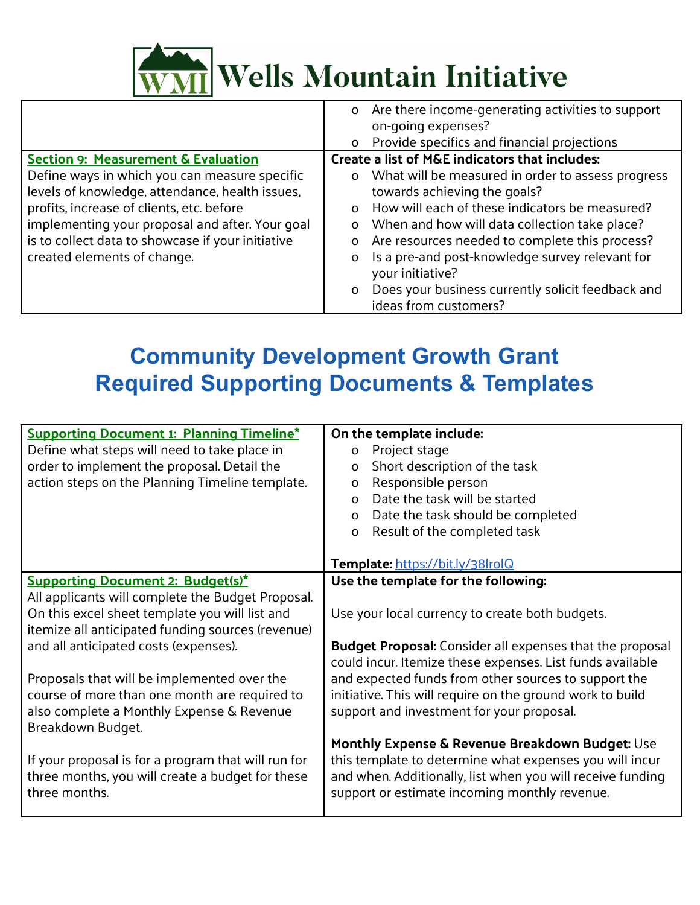| | |
|---|---|
| | o Are there income-generating activities to support on-going expenses?<br>o Provide specifics and financial projections |
| **Section 9: Measurement & Evaluation**<br>Define ways in which you can measure specific levels of knowledge, attendance, health issues, profits, increase of clients, etc. before implementing your proposal and after. Your goal is to collect data to showcase if your initiative created elements of change. | **Create a list of M&E indicators that includes:**<br>o What will be measured in order to assess progress towards achieving the goals?<br>o How will each of these indicators be measured?<br>o When and how will data collection take place?<br>o Are resources needed to complete this process?<br>o Is a pre-and post-knowledge survey relevant for your initiative?<br>o Does your business currently solicit feedback and ideas from customers? |

# Community Development Growth Grant
# Required Supporting Documents & Templates

| | |
|---|---|
| **Supporting Document 1: Planning Timeline***<br>Define what steps will need to take place in order to implement the proposal. Detail the action steps on the Planning Timeline template. | **On the template include:**<br>o Project stage<br>o Short description of the task<br>o Responsible person<br>o Date the task will be started<br>o Date the task should be completed<br>o Result of the completed task<br><br>**Template:** https://bit.ly/38lrolQ |
| **Supporting Document 2: Budget(s)***<br>All applicants will complete the Budget Proposal. On this excel sheet template you will list and itemize all anticipated funding sources (revenue) and all anticipated costs (expenses).<br><br>Proposals that will be implemented over the course of more than one month are required to also complete a Monthly Expense & Revenue Breakdown Budget.<br><br>If your proposal is for a program that will run for three months, you will create a budget for these three months. | **Use the template for the following:**<br><br>Use your local currency to create both budgets.<br><br>**Budget Proposal:** Consider all expenses that the proposal could incur. Itemize these expenses. List funds available and expected funds from other sources to support the initiative. This will require on the ground work to build support and investment for your proposal.<br><br>**Monthly Expense & Revenue Breakdown Budget:** Use this template to determine what expenses you will incur and when. Additionally, list when you will receive funding support or estimate incoming monthly revenue. |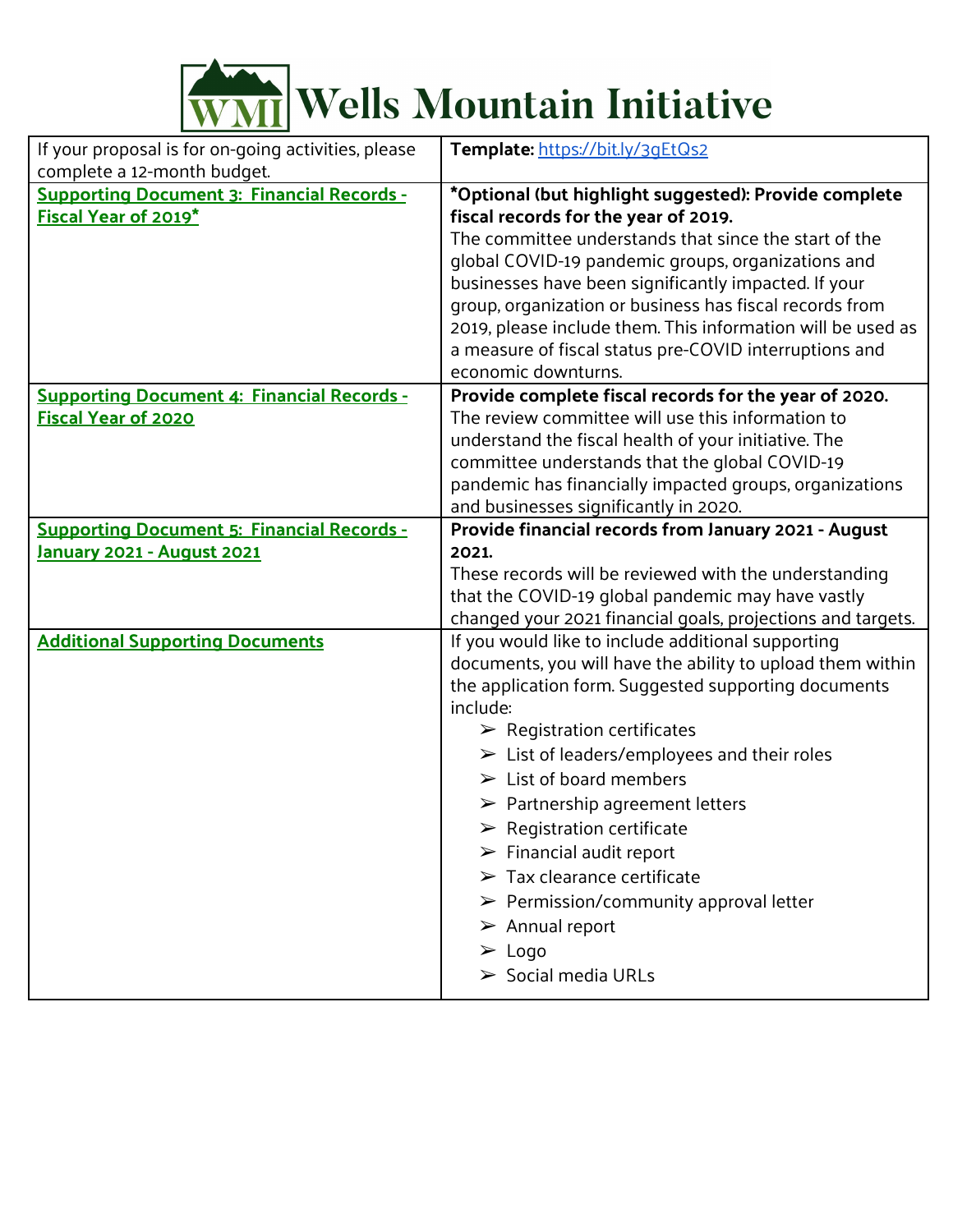# Wells Mountain Initiative

| | |
|---|---|
| If your proposal is for on-going activities, please complete a 12-month budget. | **Template:** https://bit.ly/3gEtQs2 |
| **Supporting Document 3: Financial Records - Fiscal Year of 2019*** | ***Optional (but highlight suggested): Provide complete fiscal records for the year of 2019.** The committee understands that since the start of the global COVID-19 pandemic groups, organizations and businesses have been significantly impacted. If your group, organization or business has fiscal records from 2019, please include them. This information will be used as a measure of fiscal status pre-COVID interruptions and economic downturns. |
| **Supporting Document 4: Financial Records - Fiscal Year of 2020** | **Provide complete fiscal records for the year of 2020.** The review committee will use this information to understand the fiscal health of your initiative. The committee understands that the global COVID-19 pandemic has financially impacted groups, organizations and businesses significantly in 2020. |
| **Supporting Document 5: Financial Records - January 2021 - August 2021** | **Provide financial records from January 2021 - August 2021.** These records will be reviewed with the understanding that the COVID-19 global pandemic may have vastly changed your 2021 financial goals, projections and targets. |
| **Additional Supporting Documents** | If you would like to include additional supporting documents, you will have the ability to upload them within the application form. Suggested supporting documents include: <br>➢ Registration certificates <br>➢ List of leaders/employees and their roles <br>➢ List of board members <br>➢ Partnership agreement letters <br>➢ Registration certificate <br>➢ Financial audit report <br>➢ Tax clearance certificate <br>➢ Permission/community approval letter <br>➢ Annual report <br>➢ Logo <br>➢ Social media URLs |